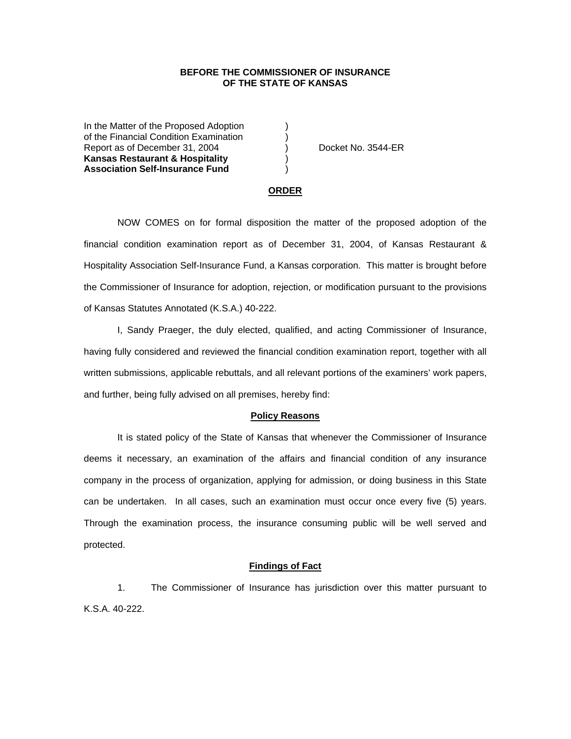**BEFORE THE COMMISSIONER OF INSURANCE**
**OF THE STATE OF KANSAS**

In the Matter of the Proposed Adoption )
of the Financial Condition Examination )
Report as of December 31, 2004 ) Docket No. 3544-ER
**Kansas Restaurant & Hospitality** )
**Association Self-Insurance Fund** )

## ORDER

NOW COMES on for formal disposition the matter of the proposed adoption of the financial condition examination report as of December 31, 2004, of Kansas Restaurant & Hospitality Association Self-Insurance Fund, a Kansas corporation. This matter is brought before the Commissioner of Insurance for adoption, rejection, or modification pursuant to the provisions of Kansas Statutes Annotated (K.S.A.) 40-222.

I, Sandy Praeger, the duly elected, qualified, and acting Commissioner of Insurance, having fully considered and reviewed the financial condition examination report, together with all written submissions, applicable rebuttals, and all relevant portions of the examiners' work papers, and further, being fully advised on all premises, hereby find:

### Policy Reasons

It is stated policy of the State of Kansas that whenever the Commissioner of Insurance deems it necessary, an examination of the affairs and financial condition of any insurance company in the process of organization, applying for admission, or doing business in this State can be undertaken. In all cases, such an examination must occur once every five (5) years. Through the examination process, the insurance consuming public will be well served and protected.

### Findings of Fact

1. The Commissioner of Insurance has jurisdiction over this matter pursuant to K.S.A. 40-222.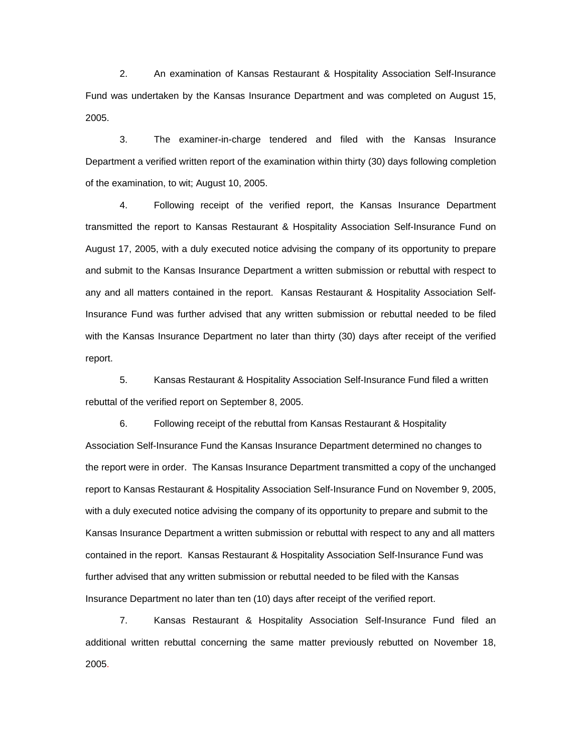2. An examination of Kansas Restaurant & Hospitality Association Self-Insurance Fund was undertaken by the Kansas Insurance Department and was completed on August 15, 2005.

3. The examiner-in-charge tendered and filed with the Kansas Insurance Department a verified written report of the examination within thirty (30) days following completion of the examination, to wit; August 10, 2005.

4. Following receipt of the verified report, the Kansas Insurance Department transmitted the report to Kansas Restaurant & Hospitality Association Self-Insurance Fund on August 17, 2005, with a duly executed notice advising the company of its opportunity to prepare and submit to the Kansas Insurance Department a written submission or rebuttal with respect to any and all matters contained in the report. Kansas Restaurant & Hospitality Association Self-Insurance Fund was further advised that any written submission or rebuttal needed to be filed with the Kansas Insurance Department no later than thirty (30) days after receipt of the verified report.

5. Kansas Restaurant & Hospitality Association Self-Insurance Fund filed a written rebuttal of the verified report on September 8, 2005.

6. Following receipt of the rebuttal from Kansas Restaurant & Hospitality Association Self-Insurance Fund the Kansas Insurance Department determined no changes to the report were in order. The Kansas Insurance Department transmitted a copy of the unchanged report to Kansas Restaurant & Hospitality Association Self-Insurance Fund on November 9, 2005, with a duly executed notice advising the company of its opportunity to prepare and submit to the Kansas Insurance Department a written submission or rebuttal with respect to any and all matters contained in the report. Kansas Restaurant & Hospitality Association Self-Insurance Fund was further advised that any written submission or rebuttal needed to be filed with the Kansas Insurance Department no later than ten (10) days after receipt of the verified report.

7. Kansas Restaurant & Hospitality Association Self-Insurance Fund filed an additional written rebuttal concerning the same matter previously rebutted on November 18, 2005.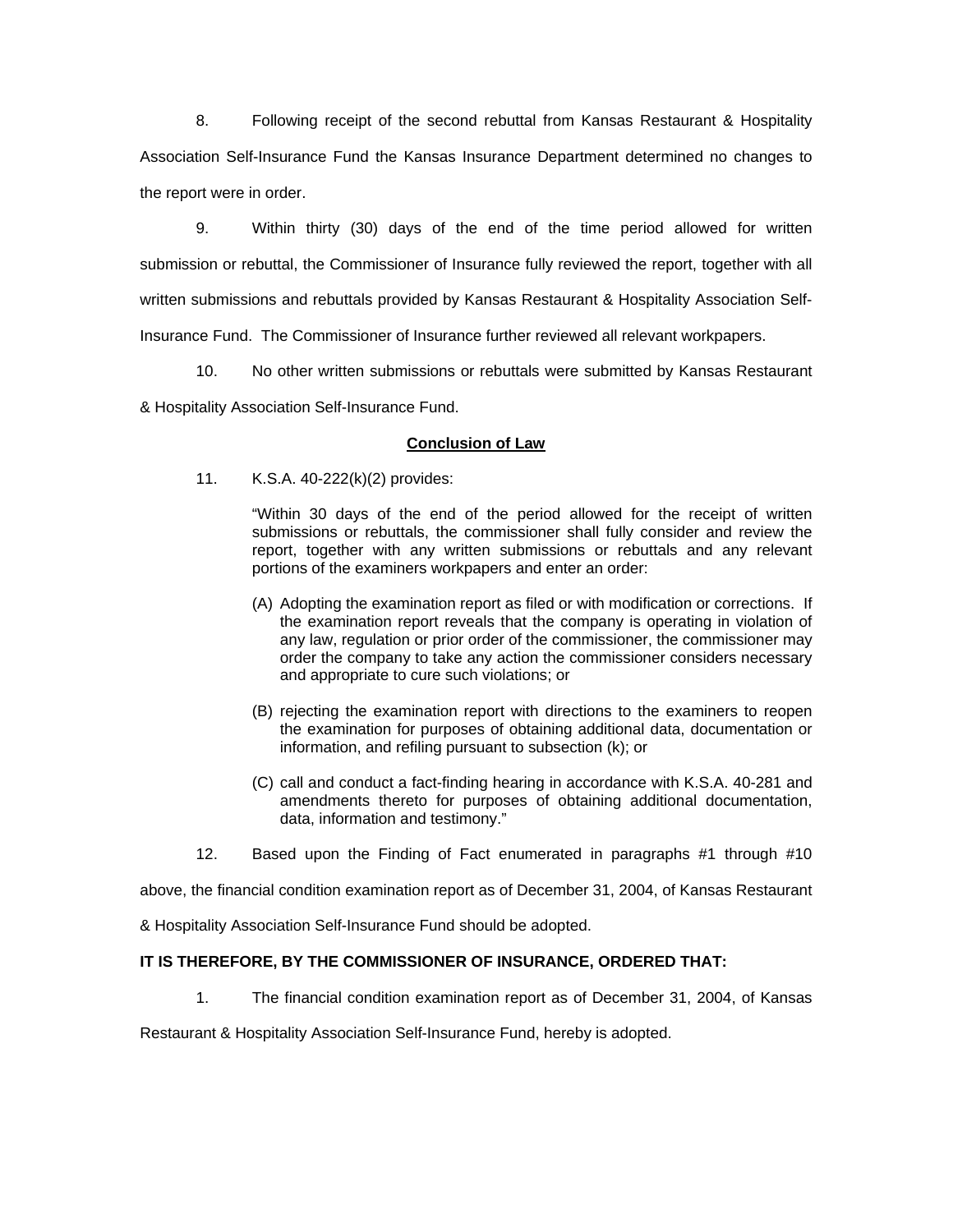8. Following receipt of the second rebuttal from Kansas Restaurant & Hospitality Association Self-Insurance Fund the Kansas Insurance Department determined no changes to the report were in order.

9. Within thirty (30) days of the end of the time period allowed for written submission or rebuttal, the Commissioner of Insurance fully reviewed the report, together with all written submissions and rebuttals provided by Kansas Restaurant & Hospitality Association Self-Insurance Fund. The Commissioner of Insurance further reviewed all relevant workpapers.

10. No other written submissions or rebuttals were submitted by Kansas Restaurant & Hospitality Association Self-Insurance Fund.

**Conclusion of Law**

11. K.S.A. 40-222(k)(2) provides:

> "Within 30 days of the end of the period allowed for the receipt of written submissions or rebuttals, the commissioner shall fully consider and review the report, together with any written submissions or rebuttals and any relevant portions of the examiners workpapers and enter an order:
>
> (A) Adopting the examination report as filed or with modification or corrections. If the examination report reveals that the company is operating in violation of any law, regulation or prior order of the commissioner, the commissioner may order the company to take any action the commissioner considers necessary and appropriate to cure such violations; or
>
> (B) rejecting the examination report with directions to the examiners to reopen the examination for purposes of obtaining additional data, documentation or information, and refiling pursuant to subsection (k); or
>
> (C) call and conduct a fact-finding hearing in accordance with K.S.A. 40-281 and amendments thereto for purposes of obtaining additional documentation, data, information and testimony."

12. Based upon the Finding of Fact enumerated in paragraphs #1 through #10 above, the financial condition examination report as of December 31, 2004, of Kansas Restaurant & Hospitality Association Self-Insurance Fund should be adopted.

**IT IS THEREFORE, BY THE COMMISSIONER OF INSURANCE, ORDERED THAT:**

1. The financial condition examination report as of December 31, 2004, of Kansas Restaurant & Hospitality Association Self-Insurance Fund, hereby is adopted.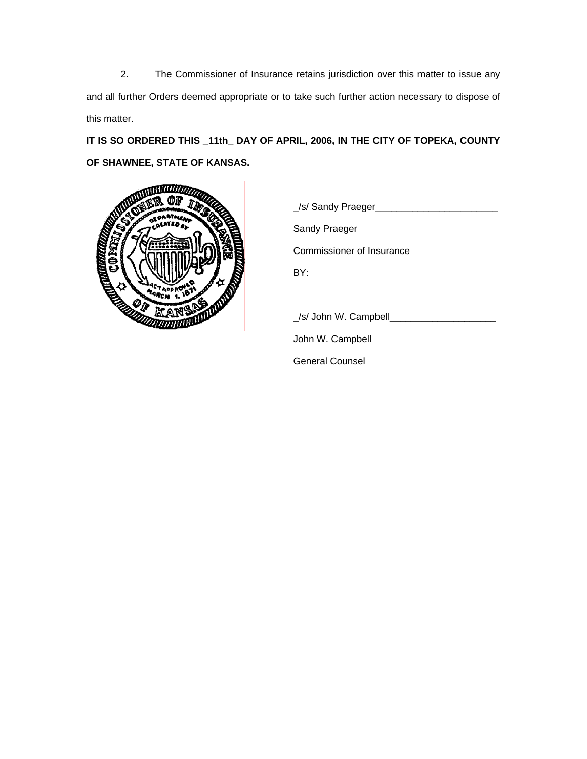2. The Commissioner of Insurance retains jurisdiction over this matter to issue any and all further Orders deemed appropriate or to take such further action necessary to dispose of this matter.

**IT IS SO ORDERED THIS _11th_ DAY OF APRIL, 2006, IN THE CITY OF TOPEKA, COUNTY OF SHAWNEE, STATE OF KANSAS.**

_/s/ Sandy Praeger_______________________

Sandy Praeger

Commissioner of Insurance

BY:

_/s/ John W. Campbell____________________

John W. Campbell

General Counsel